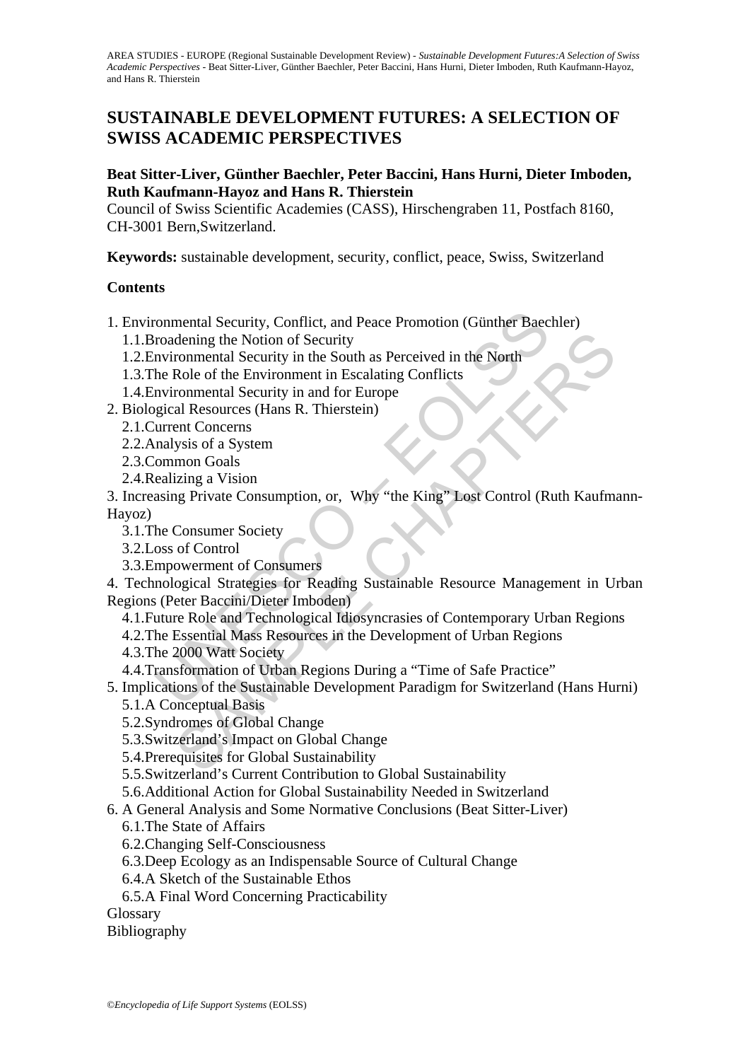# SUSTAINABLE DEVELOPMENT FUTURES: A SELECTION OF SWISS ACADEMIC PERSPECTIVES

**Beat Sitter-Liver, Günther Baechler, Peter Baccini, Hans Hurni, Dieter Imboden, Ruth Kaufmann-Hayoz and Hans R. Thierstein**

Council of Swiss Scientific Academies (CASS), Hirschengraben 11, Postfach 8160, CH-3001 Bern,Switzerland.

**Keywords:** sustainable development, security, conflict, peace, Swiss, Switzerland

**Contents**

1. Environmental Security, Conflict, and Peace Promotion (Günther Baechler)
   1.1. Broadening the Notion of Security
   1.2. Environmental Security in the South as Perceived in the North
   1.3. The Role of the Environment in Escalating Conflicts
   1.4. Environmental Security in and for Europe
2. Biological Resources (Hans R. Thierstein)
   2.1. Current Concerns
   2.2. Analysis of a System
   2.3. Common Goals
   2.4. Realizing a Vision
3. Increasing Private Consumption, or, Why "the King" Lost Control (Ruth Kaufmann-Hayoz)
   3.1. The Consumer Society
   3.2. Loss of Control
   3.3. Empowerment of Consumers
4. Technological Strategies for Reading Sustainable Resource Management in Urban Regions (Peter Baccini/Dieter Imboden)
   4.1. Future Role and Technological Idiosyncrasies of Contemporary Urban Regions
   4.2. The Essential Mass Resources in the Development of Urban Regions
   4.3. The 2000 Watt Society
   4.4. Transformation of Urban Regions During a "Time of Safe Practice"
5. Implications of the Sustainable Development Paradigm for Switzerland (Hans Hurni)
   5.1. A Conceptual Basis
   5.2. Syndromes of Global Change
   5.3. Switzerland's Impact on Global Change
   5.4. Prerequisites for Global Sustainability
   5.5. Switzerland's Current Contribution to Global Sustainability
   5.6. Additional Action for Global Sustainability Needed in Switzerland
6. A General Analysis and Some Normative Conclusions (Beat Sitter-Liver)
   6.1. The State of Affairs
   6.2. Changing Self-Consciousness
   6.3. Deep Ecology as an Indispensable Source of Cultural Change
   6.4. A Sketch of the Sustainable Ethos
   6.5. A Final Word Concerning Practicability

Glossary

Bibliography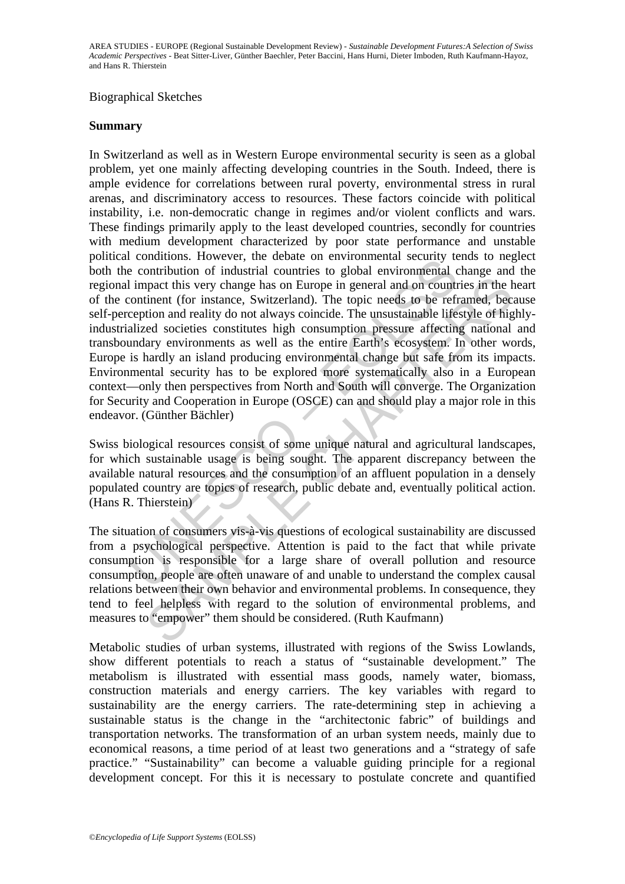Biographical Sketches

**Summary**

In Switzerland as well as in Western Europe environmental security is seen as a global problem, yet one mainly affecting developing countries in the South. Indeed, there is ample evidence for correlations between rural poverty, environmental stress in rural arenas, and discriminatory access to resources. These factors coincide with political instability, i.e. non-democratic change in regimes and/or violent conflicts and wars. These findings primarily apply to the least developed countries, secondly for countries with medium development characterized by poor state performance and unstable political conditions. However, the debate on environmental security tends to neglect both the contribution of industrial countries to global environmental change and the regional impact this very change has on Europe in general and on countries in the heart of the continent (for instance, Switzerland). The topic needs to be reframed, because self-perception and reality do not always coincide. The unsustainable lifestyle of highly-industrialized societies constitutes high consumption pressure affecting national and transboundary environments as well as the entire Earth's ecosystem. In other words, Europe is hardly an island producing environmental change but safe from its impacts. Environmental security has to be explored more systematically also in a European context—only then perspectives from North and South will converge. The Organization for Security and Cooperation in Europe (OSCE) can and should play a major role in this endeavor. (Günther Bächler)

Swiss biological resources consist of some unique natural and agricultural landscapes, for which sustainable usage is being sought. The apparent discrepancy between the available natural resources and the consumption of an affluent population in a densely populated country are topics of research, public debate and, eventually political action. (Hans R. Thierstein)

The situation of consumers vis-à-vis questions of ecological sustainability are discussed from a psychological perspective. Attention is paid to the fact that while private consumption is responsible for a large share of overall pollution and resource consumption, people are often unaware of and unable to understand the complex causal relations between their own behavior and environmental problems. In consequence, they tend to feel helpless with regard to the solution of environmental problems, and measures to "empower" them should be considered. (Ruth Kaufmann)

Metabolic studies of urban systems, illustrated with regions of the Swiss Lowlands, show different potentials to reach a status of "sustainable development." The metabolism is illustrated with essential mass goods, namely water, biomass, construction materials and energy carriers. The key variables with regard to sustainability are the energy carriers. The rate-determining step in achieving a sustainable status is the change in the "architectonic fabric" of buildings and transportation networks. The transformation of an urban system needs, mainly due to economical reasons, a time period of at least two generations and a "strategy of safe practice." "Sustainability" can become a valuable guiding principle for a regional development concept. For this it is necessary to postulate concrete and quantified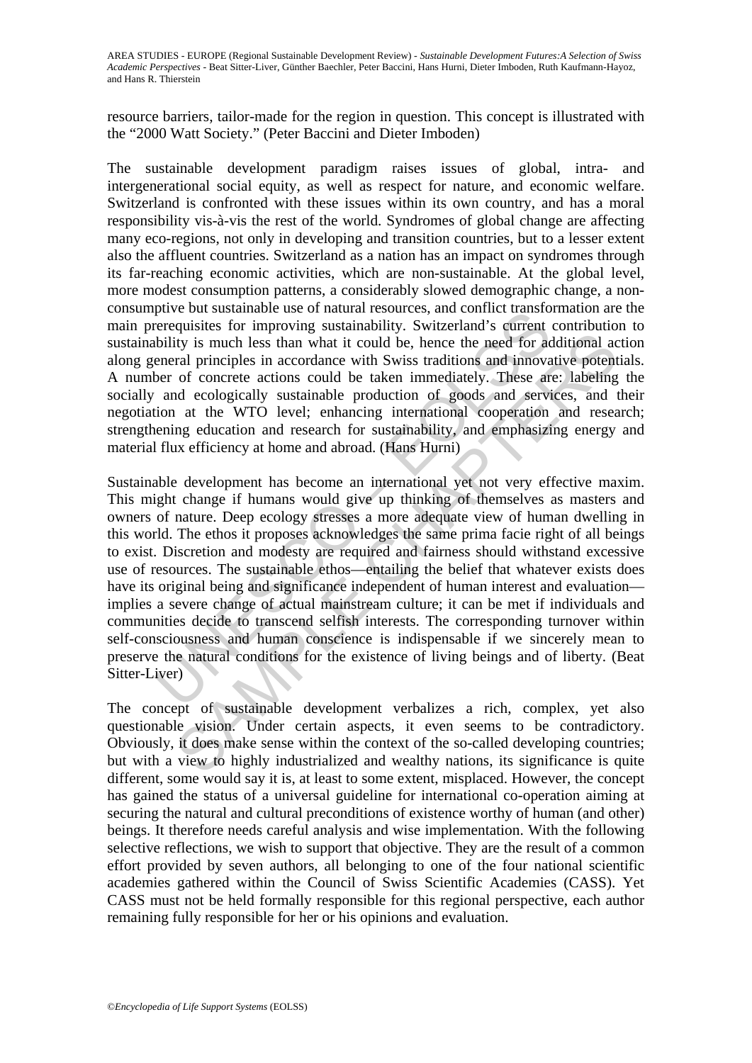resource barriers, tailor-made for the region in question. This concept is illustrated with the "2000 Watt Society." (Peter Baccini and Dieter Imboden)

The sustainable development paradigm raises issues of global, intra- and intergenerational social equity, as well as respect for nature, and economic welfare. Switzerland is confronted with these issues within its own country, and has a moral responsibility vis-à-vis the rest of the world. Syndromes of global change are affecting many eco-regions, not only in developing and transition countries, but to a lesser extent also the affluent countries. Switzerland as a nation has an impact on syndromes through its far-reaching economic activities, which are non-sustainable. At the global level, more modest consumption patterns, a considerably slowed demographic change, a non-consumptive but sustainable use of natural resources, and conflict transformation are the main prerequisites for improving sustainability. Switzerland's current contribution to sustainability is much less than what it could be, hence the need for additional action along general principles in accordance with Swiss traditions and innovative potentials. A number of concrete actions could be taken immediately. These are: labeling the socially and ecologically sustainable production of goods and services, and their negotiation at the WTO level; enhancing international cooperation and research; strengthening education and research for sustainability, and emphasizing energy and material flux efficiency at home and abroad. (Hans Hurni)

Sustainable development has become an international yet not very effective maxim. This might change if humans would give up thinking of themselves as masters and owners of nature. Deep ecology stresses a more adequate view of human dwelling in this world. The ethos it proposes acknowledges the same prima facie right of all beings to exist. Discretion and modesty are required and fairness should withstand excessive use of resources. The sustainable ethos—entailing the belief that whatever exists does have its original being and significance independent of human interest and evaluation—implies a severe change of actual mainstream culture; it can be met if individuals and communities decide to transcend selfish interests. The corresponding turnover within self-consciousness and human conscience is indispensable if we sincerely mean to preserve the natural conditions for the existence of living beings and of liberty. (Beat Sitter-Liver)

The concept of sustainable development verbalizes a rich, complex, yet also questionable vision. Under certain aspects, it even seems to be contradictory. Obviously, it does make sense within the context of the so-called developing countries; but with a view to highly industrialized and wealthy nations, its significance is quite different, some would say it is, at least to some extent, misplaced. However, the concept has gained the status of a universal guideline for international co-operation aiming at securing the natural and cultural preconditions of existence worthy of human (and other) beings. It therefore needs careful analysis and wise implementation. With the following selective reflections, we wish to support that objective. They are the result of a common effort provided by seven authors, all belonging to one of the four national scientific academies gathered within the Council of Swiss Scientific Academies (CASS). Yet CASS must not be held formally responsible for this regional perspective, each author remaining fully responsible for her or his opinions and evaluation.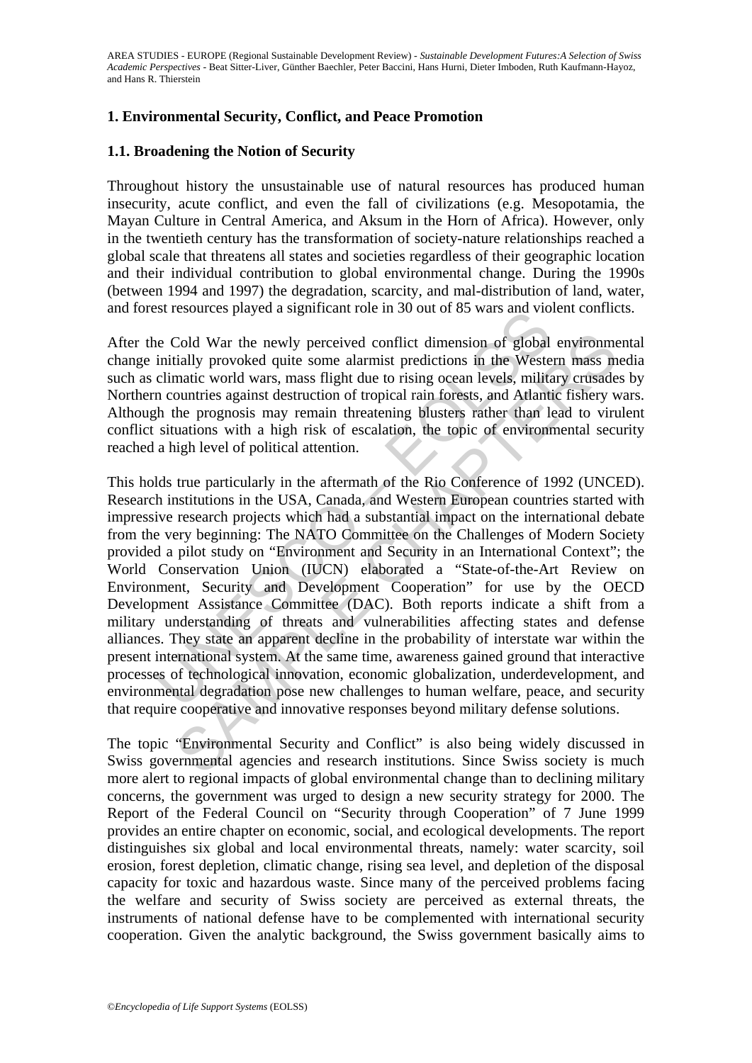## 1. Environmental Security, Conflict, and Peace Promotion

### 1.1. Broadening the Notion of Security

Throughout history the unsustainable use of natural resources has produced human insecurity, acute conflict, and even the fall of civilizations (e.g. Mesopotamia, the Mayan Culture in Central America, and Aksum in the Horn of Africa). However, only in the twentieth century has the transformation of society-nature relationships reached a global scale that threatens all states and societies regardless of their geographic location and their individual contribution to global environmental change. During the 1990s (between 1994 and 1997) the degradation, scarcity, and mal-distribution of land, water, and forest resources played a significant role in 30 out of 85 wars and violent conflicts.

After the Cold War the newly perceived conflict dimension of global environmental change initially provoked quite some alarmist predictions in the Western mass media such as climatic world wars, mass flight due to rising ocean levels, military crusades by Northern countries against destruction of tropical rain forests, and Atlantic fishery wars. Although the prognosis may remain threatening blusters rather than lead to virulent conflict situations with a high risk of escalation, the topic of environmental security reached a high level of political attention.

This holds true particularly in the aftermath of the Rio Conference of 1992 (UNCED). Research institutions in the USA, Canada, and Western European countries started with impressive research projects which had a substantial impact on the international debate from the very beginning: The NATO Committee on the Challenges of Modern Society provided a pilot study on "Environment and Security in an International Context"; the World Conservation Union (IUCN) elaborated a "State-of-the-Art Review on Environment, Security and Development Cooperation" for use by the OECD Development Assistance Committee (DAC). Both reports indicate a shift from a military understanding of threats and vulnerabilities affecting states and defense alliances. They state an apparent decline in the probability of interstate war within the present international system. At the same time, awareness gained ground that interactive processes of technological innovation, economic globalization, underdevelopment, and environmental degradation pose new challenges to human welfare, peace, and security that require cooperative and innovative responses beyond military defense solutions.

The topic "Environmental Security and Conflict" is also being widely discussed in Swiss governmental agencies and research institutions. Since Swiss society is much more alert to regional impacts of global environmental change than to declining military concerns, the government was urged to design a new security strategy for 2000. The Report of the Federal Council on "Security through Cooperation" of 7 June 1999 provides an entire chapter on economic, social, and ecological developments. The report distinguishes six global and local environmental threats, namely: water scarcity, soil erosion, forest depletion, climatic change, rising sea level, and depletion of the disposal capacity for toxic and hazardous waste. Since many of the perceived problems facing the welfare and security of Swiss society are perceived as external threats, the instruments of national defense have to be complemented with international security cooperation. Given the analytic background, the Swiss government basically aims to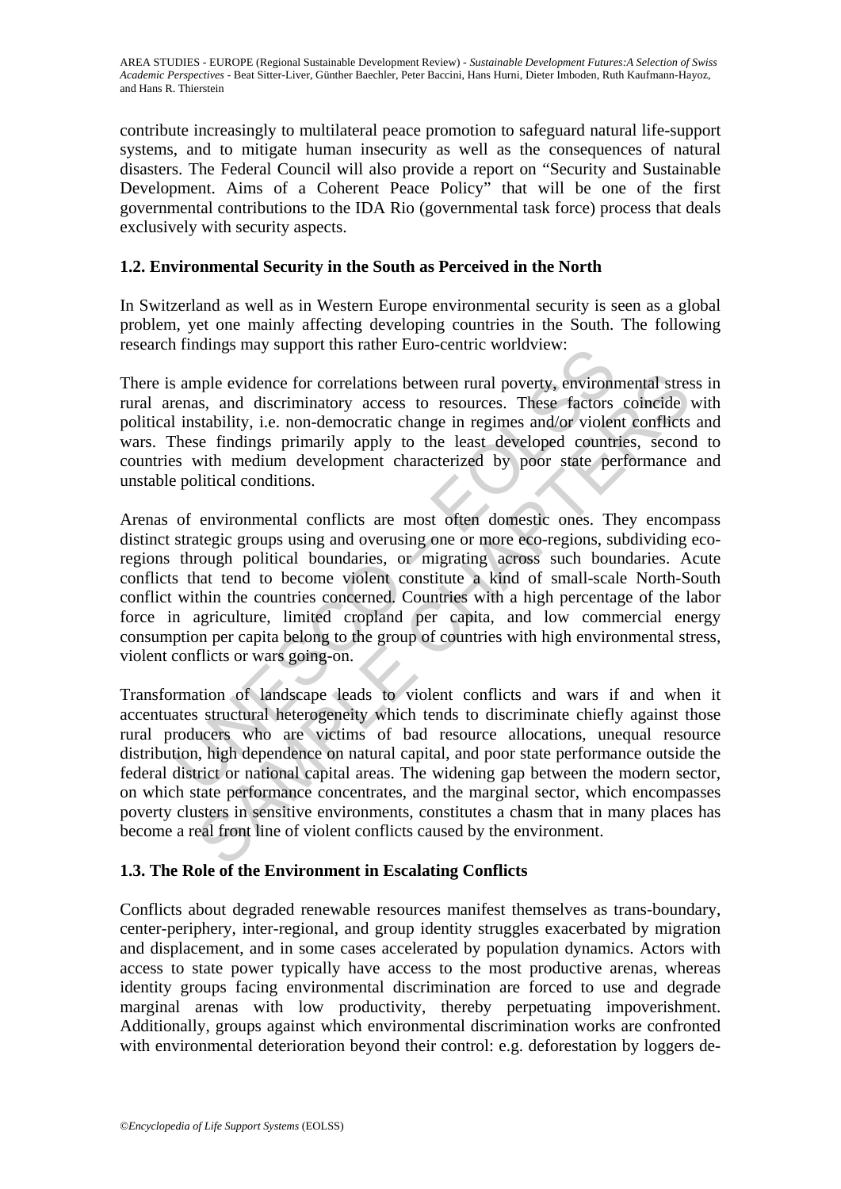contribute increasingly to multilateral peace promotion to safeguard natural life-support systems, and to mitigate human insecurity as well as the consequences of natural disasters. The Federal Council will also provide a report on "Security and Sustainable Development. Aims of a Coherent Peace Policy" that will be one of the first governmental contributions to the IDA Rio (governmental task force) process that deals exclusively with security aspects.

## 1.2. Environmental Security in the South as Perceived in the North

In Switzerland as well as in Western Europe environmental security is seen as a global problem, yet one mainly affecting developing countries in the South. The following research findings may support this rather Euro-centric worldview:

There is ample evidence for correlations between rural poverty, environmental stress in rural arenas, and discriminatory access to resources. These factors coincide with political instability, i.e. non-democratic change in regimes and/or violent conflicts and wars. These findings primarily apply to the least developed countries, second to countries with medium development characterized by poor state performance and unstable political conditions.

Arenas of environmental conflicts are most often domestic ones. They encompass distinct strategic groups using and overusing one or more eco-regions, subdividing eco-regions through political boundaries, or migrating across such boundaries. Acute conflicts that tend to become violent constitute a kind of small-scale North-South conflict within the countries concerned. Countries with a high percentage of the labor force in agriculture, limited cropland per capita, and low commercial energy consumption per capita belong to the group of countries with high environmental stress, violent conflicts or wars going-on.

Transformation of landscape leads to violent conflicts and wars if and when it accentuates structural heterogeneity which tends to discriminate chiefly against those rural producers who are victims of bad resource allocations, unequal resource distribution, high dependence on natural capital, and poor state performance outside the federal district or national capital areas. The widening gap between the modern sector, on which state performance concentrates, and the marginal sector, which encompasses poverty clusters in sensitive environments, constitutes a chasm that in many places has become a real front line of violent conflicts caused by the environment.

## 1.3. The Role of the Environment in Escalating Conflicts

Conflicts about degraded renewable resources manifest themselves as trans-boundary, center-periphery, inter-regional, and group identity struggles exacerbated by migration and displacement, and in some cases accelerated by population dynamics. Actors with access to state power typically have access to the most productive arenas, whereas identity groups facing environmental discrimination are forced to use and degrade marginal arenas with low productivity, thereby perpetuating impoverishment. Additionally, groups against which environmental discrimination works are confronted with environmental deterioration beyond their control: e.g. deforestation by loggers de-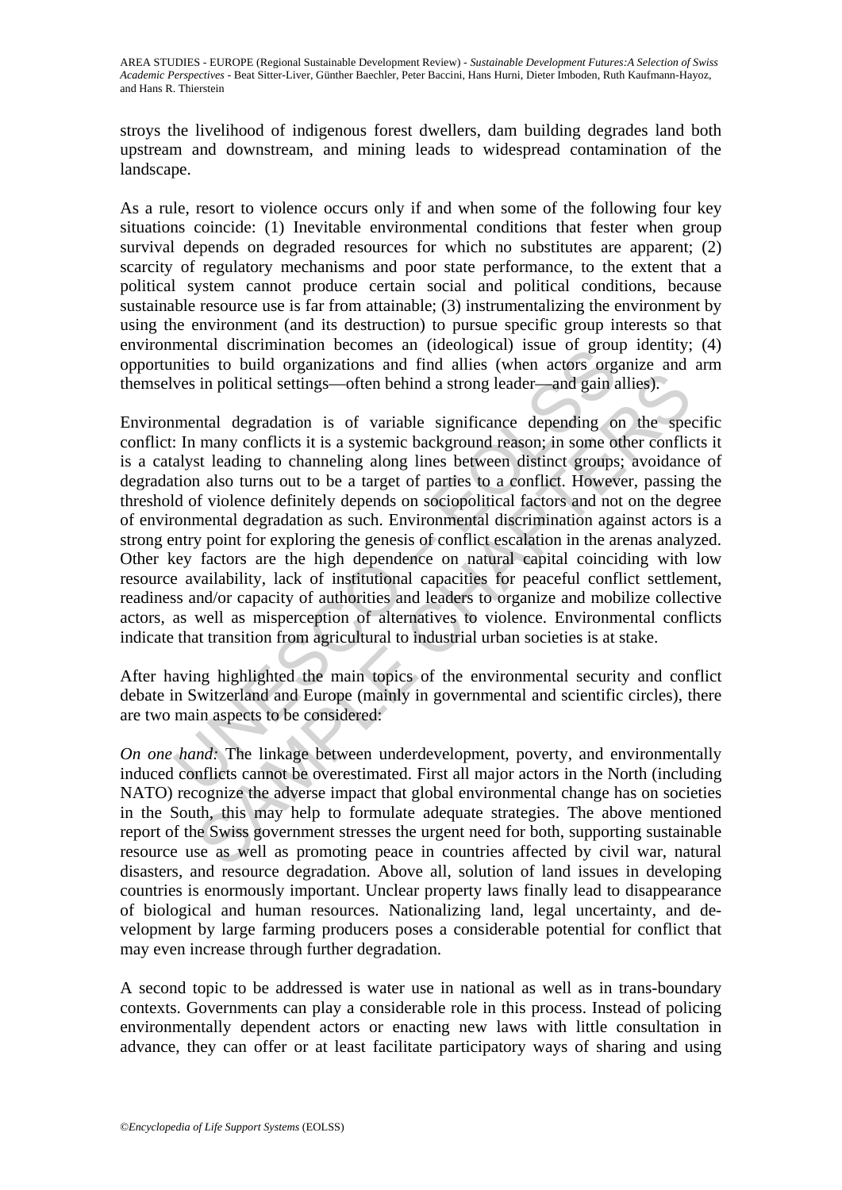stroys the livelihood of indigenous forest dwellers, dam building degrades land both upstream and downstream, and mining leads to widespread contamination of the landscape.

As a rule, resort to violence occurs only if and when some of the following four key situations coincide: (1) Inevitable environmental conditions that fester when group survival depends on degraded resources for which no substitutes are apparent; (2) scarcity of regulatory mechanisms and poor state performance, to the extent that a political system cannot produce certain social and political conditions, because sustainable resource use is far from attainable; (3) instrumentalizing the environment by using the environment (and its destruction) to pursue specific group interests so that environmental discrimination becomes an (ideological) issue of group identity; (4) opportunities to build organizations and find allies (when actors organize and arm themselves in political settings—often behind a strong leader—and gain allies).

Environmental degradation is of variable significance depending on the specific conflict: In many conflicts it is a systemic background reason; in some other conflicts it is a catalyst leading to channeling along lines between distinct groups; avoidance of degradation also turns out to be a target of parties to a conflict. However, passing the threshold of violence definitely depends on sociopolitical factors and not on the degree of environmental degradation as such. Environmental discrimination against actors is a strong entry point for exploring the genesis of conflict escalation in the arenas analyzed. Other key factors are the high dependence on natural capital coinciding with low resource availability, lack of institutional capacities for peaceful conflict settlement, readiness and/or capacity of authorities and leaders to organize and mobilize collective actors, as well as misperception of alternatives to violence. Environmental conflicts indicate that transition from agricultural to industrial urban societies is at stake.

After having highlighted the main topics of the environmental security and conflict debate in Switzerland and Europe (mainly in governmental and scientific circles), there are two main aspects to be considered:

*On one hand*: The linkage between underdevelopment, poverty, and environmentally induced conflicts cannot be overestimated. First all major actors in the North (including NATO) recognize the adverse impact that global environmental change has on societies in the South, this may help to formulate adequate strategies. The above mentioned report of the Swiss government stresses the urgent need for both, supporting sustainable resource use as well as promoting peace in countries affected by civil war, natural disasters, and resource degradation. Above all, solution of land issues in developing countries is enormously important. Unclear property laws finally lead to disappearance of biological and human resources. Nationalizing land, legal uncertainty, and development by large farming producers poses a considerable potential for conflict that may even increase through further degradation.

A second topic to be addressed is water use in national as well as in trans-boundary contexts. Governments can play a considerable role in this process. Instead of policing environmentally dependent actors or enacting new laws with little consultation in advance, they can offer or at least facilitate participatory ways of sharing and using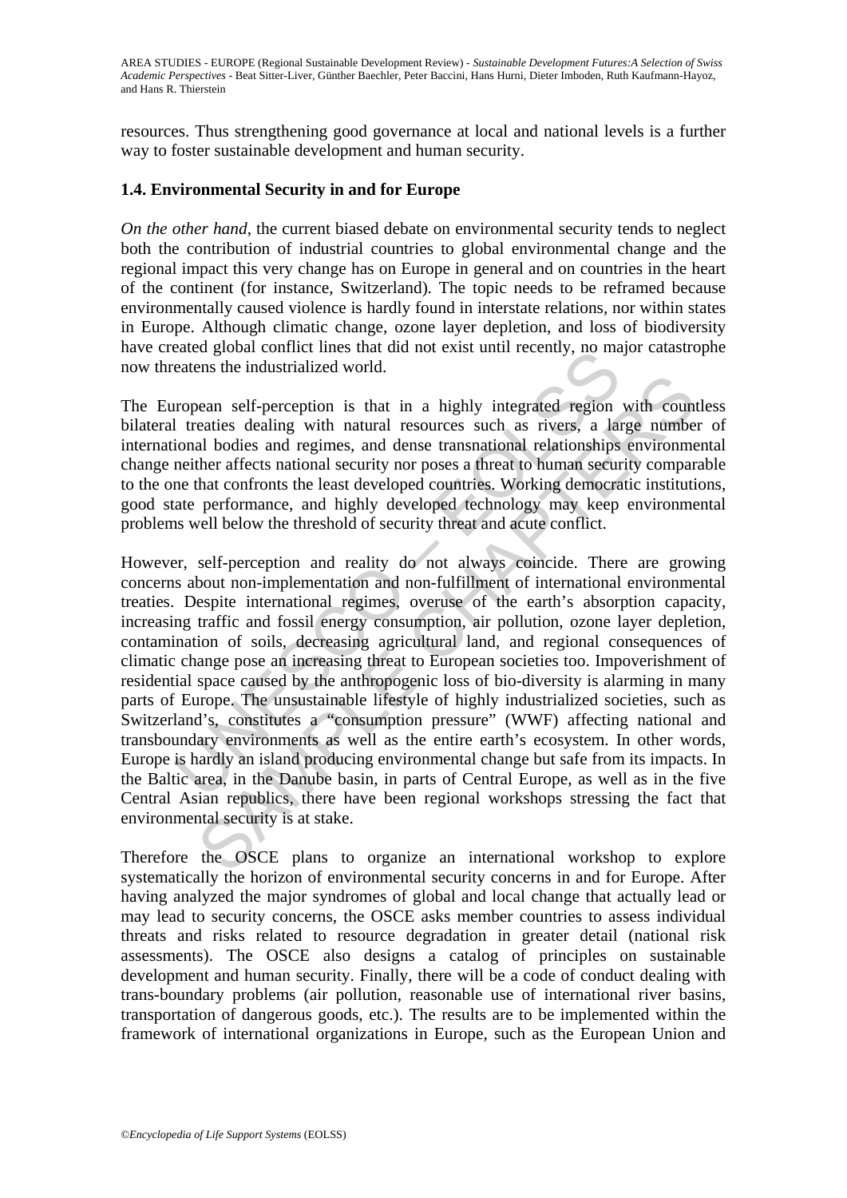resources. Thus strengthening good governance at local and national levels is a further way to foster sustainable development and human security.

### 1.4. Environmental Security in and for Europe

*On the other hand*, the current biased debate on environmental security tends to neglect both the contribution of industrial countries to global environmental change and the regional impact this very change has on Europe in general and on countries in the heart of the continent (for instance, Switzerland). The topic needs to be reframed because environmentally caused violence is hardly found in interstate relations, nor within states in Europe. Although climatic change, ozone layer depletion, and loss of biodiversity have created global conflict lines that did not exist until recently, no major catastrophe now threatens the industrialized world.

The European self-perception is that in a highly integrated region with countless bilateral treaties dealing with natural resources such as rivers, a large number of international bodies and regimes, and dense transnational relationships environmental change neither affects national security nor poses a threat to human security comparable to the one that confronts the least developed countries. Working democratic institutions, good state performance, and highly developed technology may keep environmental problems well below the threshold of security threat and acute conflict.

However, self-perception and reality do not always coincide. There are growing concerns about non-implementation and non-fulfillment of international environmental treaties. Despite international regimes, overuse of the earth's absorption capacity, increasing traffic and fossil energy consumption, air pollution, ozone layer depletion, contamination of soils, decreasing agricultural land, and regional consequences of climatic change pose an increasing threat to European societies too. Impoverishment of residential space caused by the anthropogenic loss of bio-diversity is alarming in many parts of Europe. The unsustainable lifestyle of highly industrialized societies, such as Switzerland's, constitutes a "consumption pressure" (WWF) affecting national and transboundary environments as well as the entire earth's ecosystem. In other words, Europe is hardly an island producing environmental change but safe from its impacts. In the Baltic area, in the Danube basin, in parts of Central Europe, as well as in the five Central Asian republics, there have been regional workshops stressing the fact that environmental security is at stake.

Therefore the OSCE plans to organize an international workshop to explore systematically the horizon of environmental security concerns in and for Europe. After having analyzed the major syndromes of global and local change that actually lead or may lead to security concerns, the OSCE asks member countries to assess individual threats and risks related to resource degradation in greater detail (national risk assessments). The OSCE also designs a catalog of principles on sustainable development and human security. Finally, there will be a code of conduct dealing with trans-boundary problems (air pollution, reasonable use of international river basins, transportation of dangerous goods, etc.). The results are to be implemented within the framework of international organizations in Europe, such as the European Union and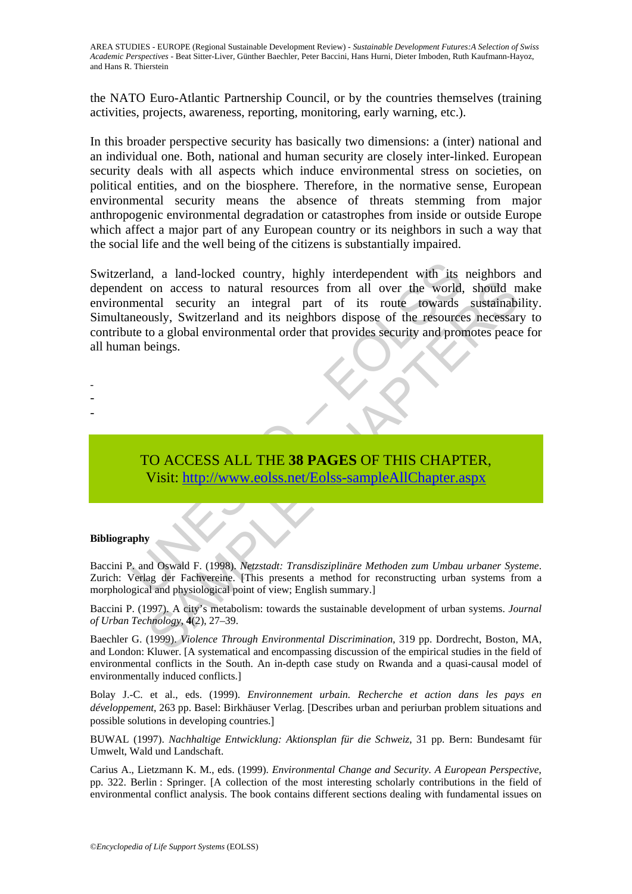the NATO Euro-Atlantic Partnership Council, or by the countries themselves (training activities, projects, awareness, reporting, monitoring, early warning, etc.).

In this broader perspective security has basically two dimensions: a (inter) national and an individual one. Both, national and human security are closely inter-linked. European security deals with all aspects which induce environmental stress on societies, on political entities, and on the biosphere. Therefore, in the normative sense, European environmental security means the absence of threats stemming from major anthropogenic environmental degradation or catastrophes from inside or outside Europe which affect a major part of any European country or its neighbors in such a way that the social life and the well being of the citizens is substantially impaired.

Switzerland, a land-locked country, highly interdependent with its neighbors and dependent on access to natural resources from all over the world, should make environmental security an integral part of its route towards sustainability. Simultaneously, Switzerland and its neighbors dispose of the resources necessary to contribute to a global environmental order that provides security and promotes peace for all human beings.

-
-
-

TO ACCESS ALL THE **38 PAGES** OF THIS CHAPTER,
Visit: http://www.eolss.net/Eolss-sampleAllChapter.aspx

**Bibliography**

Baccini P. and Oswald F. (1998). *Netzstadt: Transdisziplinäre Methoden zum Umbau urbaner Systeme*. Zurich: Verlag der Fachvereine. [This presents a method for reconstructing urban systems from a morphological and physiological point of view; English summary.]

Baccini P. (1997). A city's metabolism: towards the sustainable development of urban systems. *Journal of Urban Technology*, **4**(2), 27–39.

Baechler G. (1999). *Violence Through Environmental Discrimination*, 319 pp. Dordrecht, Boston, MA, and London: Kluwer. [A systematical and encompassing discussion of the empirical studies in the field of environmental conflicts in the South. An in-depth case study on Rwanda and a quasi-causal model of environmentally induced conflicts.]

Bolay J.-C. et al., eds. (1999). *Environnement urbain. Recherche et action dans les pays en développement*, 263 pp. Basel: Birkhäuser Verlag. [Describes urban and periurban problem situations and possible solutions in developing countries.]

BUWAL (1997). *Nachhaltige Entwicklung: Aktionsplan für die Schweiz*, 31 pp. Bern: Bundesamt für Umwelt, Wald und Landschaft.

Carius A., Lietzmann K. M., eds. (1999). *Environmental Change and Security. A European Perspective*, pp. 322. Berlin : Springer. [A collection of the most interesting scholarly contributions in the field of environmental conflict analysis. The book contains different sections dealing with fundamental issues on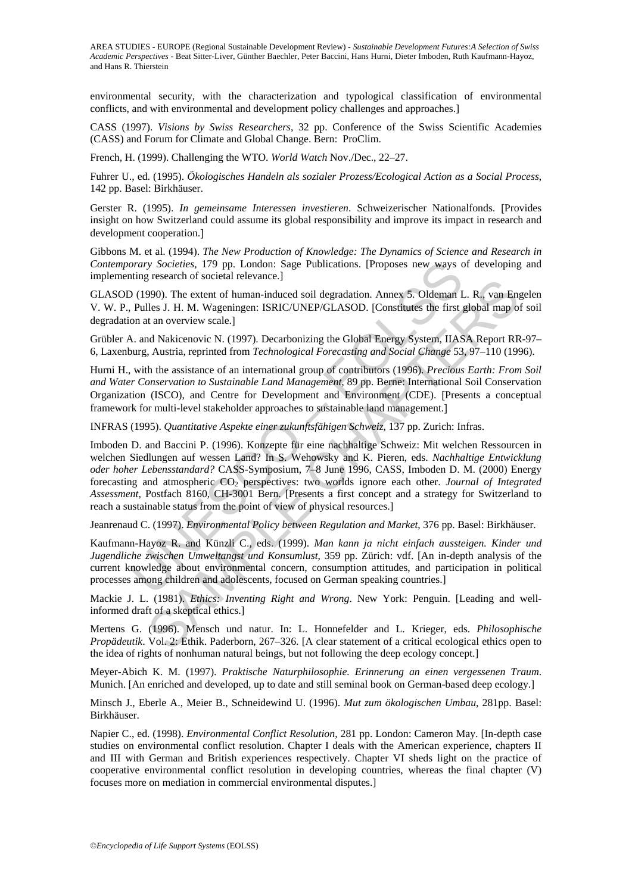environmental security, with the characterization and typological classification of environmental conflicts, and with environmental and development policy challenges and approaches.]

CASS (1997). *Visions by Swiss Researchers*, 32 pp. Conference of the Swiss Scientific Academies (CASS) and Forum for Climate and Global Change. Bern: ProClim.

French, H. (1999). Challenging the WTO. *World Watch* Nov./Dec., 22–27.

Fuhrer U., ed. (1995). *Ökologisches Handeln als sozialer Prozess/Ecological Action as a Social Process*, 142 pp. Basel: Birkhäuser.

Gerster R. (1995). *In gemeinsame Interessen investieren*. Schweizerischer Nationalfonds. [Provides insight on how Switzerland could assume its global responsibility and improve its impact in research and development cooperation.]

Gibbons M. et al. (1994). *The New Production of Knowledge: The Dynamics of Science and Research in Contemporary Societies*, 179 pp. London: Sage Publications. [Proposes new ways of developing and implementing research of societal relevance.]

GLASOD (1990). The extent of human-induced soil degradation. Annex 5. Oldeman L. R., van Engelen V. W. P., Pulles J. H. M. Wageningen: ISRIC/UNEP/GLASOD. [Constitutes the first global map of soil degradation at an overview scale.]

Grübler A. and Nakicenovic N. (1997). Decarbonizing the Global Energy System, IIASA Report RR-97–6, Laxenburg, Austria, reprinted from *Technological Forecasting and Social Change* 53, 97–110 (1996).

Hurni H., with the assistance of an international group of contributors (1996). *Precious Earth: From Soil and Water Conservation to Sustainable Land Management*, 89 pp. Berne: International Soil Conservation Organization (ISCO), and Centre for Development and Environment (CDE). [Presents a conceptual framework for multi-level stakeholder approaches to sustainable land management.]

INFRAS (1995). *Quantitative Aspekte einer zukunftsfähigen Schweiz*, 137 pp. Zurich: Infras.

Imboden D. and Baccini P. (1996). Konzepte für eine nachhaltige Schweiz: Mit welchen Ressourcen in welchen Siedlungen auf wessen Land? In S. Wehowsky and K. Pieren, eds. *Nachhaltige Entwicklung oder hoher Lebensstandard?* CASS-Symposium, 7–8 June 1996, CASS, Imboden D. M. (2000) Energy forecasting and atmospheric $CO_2$ perspectives: two worlds ignore each other. *Journal of Integrated Assessment*, Postfach 8160, CH-3001 Bern. [Presents a first concept and a strategy for Switzerland to reach a sustainable status from the point of view of physical resources.]

Jeanrenaud C. (1997). *Environmental Policy between Regulation and Market*, 376 pp. Basel: Birkhäuser.

Kaufmann-Hayoz R. and Künzli C., eds. (1999). *Man kann ja nicht einfach aussteigen. Kinder und Jugendliche zwischen Umweltangst und Konsumlust*, 359 pp. Zürich: vdf. [An in-depth analysis of the current knowledge about environmental concern, consumption attitudes, and participation in political processes among children and adolescents, focused on German speaking countries.]

Mackie J. L. (1981). *Ethics: Inventing Right and Wrong*. New York: Penguin. [Leading and well-informed draft of a skeptical ethics.]

Mertens G. (1996). Mensch und natur. In: L. Honnefelder and L. Krieger, eds. *Philosophische Propädeutik*. Vol. 2: Ethik. Paderborn, 267–326. [A clear statement of a critical ecological ethics open to the idea of rights of nonhuman natural beings, but not following the deep ecology concept.]

Meyer-Abich K. M. (1997). *Praktische Naturphilosophie. Erinnerung an einen vergessenen Traum*. Munich. [An enriched and developed, up to date and still seminal book on German-based deep ecology.]

Minsch J., Eberle A., Meier B., Schneidewind U. (1996). *Mut zum ökologischen Umbau*, 281pp. Basel: Birkhäuser.

Napier C., ed. (1998). *Environmental Conflict Resolution*, 281 pp. London: Cameron May. [In-depth case studies on environmental conflict resolution. Chapter I deals with the American experience, chapters II and III with German and British experiences respectively. Chapter VI sheds light on the practice of cooperative environmental conflict resolution in developing countries, whereas the final chapter (V) focuses more on mediation in commercial environmental disputes.]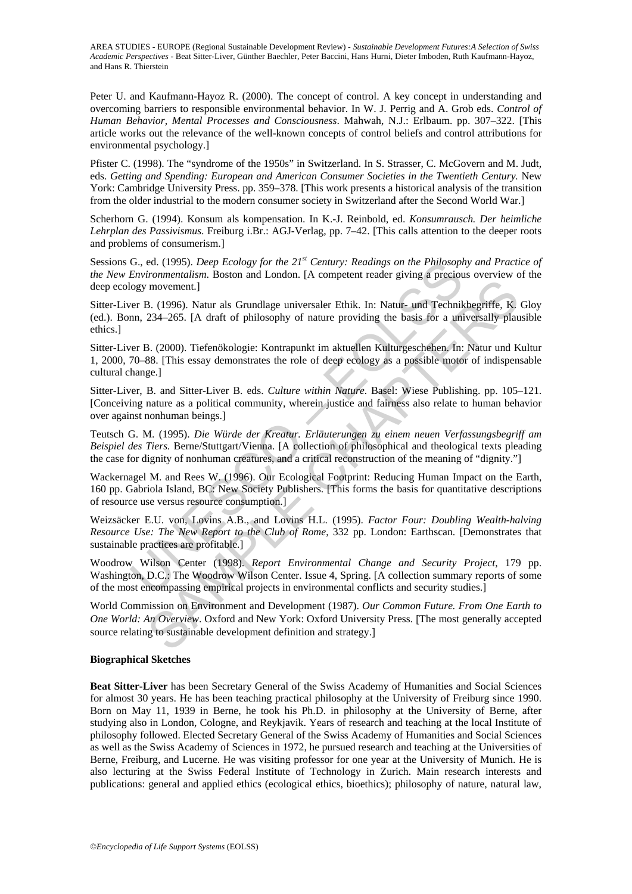Peter U. and Kaufmann-Hayoz R. (2000). The concept of control. A key concept in understanding and overcoming barriers to responsible environmental behavior. In W. J. Perrig and A. Grob eds. *Control of Human Behavior, Mental Processes and Consciousness*. Mahwah, N.J.: Erlbaum. pp. 307–322. [This article works out the relevance of the well-known concepts of control beliefs and control attributions for environmental psychology.]

Pfister C. (1998). The "syndrome of the 1950s" in Switzerland. In S. Strasser, C. McGovern and M. Judt, eds. *Getting and Spending: European and American Consumer Societies in the Twentieth Century.* New York: Cambridge University Press. pp. 359–378. [This work presents a historical analysis of the transition from the older industrial to the modern consumer society in Switzerland after the Second World War.]

Scherhorn G. (1994). Konsum als kompensation. In K.-J. Reinbold, ed. *Konsumrausch. Der heimliche Lehrplan des Passivismus.* Freiburg i.Br.: AGJ-Verlag, pp. 7–42. [This calls attention to the deeper roots and problems of consumerism.]

Sessions G., ed. (1995). *Deep Ecology for the 21st Century: Readings on the Philosophy and Practice of the New Environmentalism*. Boston and London. [A competent reader giving a precious overview of the deep ecology movement.]

Sitter-Liver B. (1996). Natur als Grundlage universaler Ethik. In: Natur- und Technikbegriffe, K. Gloy (ed.). Bonn, 234–265. [A draft of philosophy of nature providing the basis for a universally plausible ethics.]

Sitter-Liver B. (2000). Tiefenökologie: Kontrapunkt im aktuellen Kulturgeschehen. In: Natur und Kultur 1, 2000, 70–88. [This essay demonstrates the role of deep ecology as a possible motor of indispensable cultural change.]

Sitter-Liver, B. and Sitter-Liver B. eds. *Culture within Nature*. Basel: Wiese Publishing. pp. 105–121. [Conceiving nature as a political community, wherein justice and fairness also relate to human behavior over against nonhuman beings.]

Teutsch G. M. (1995). *Die Würde der Kreatur. Erläuterungen zu einem neuen Verfassungsbegriff am Beispiel des Tiers.* Berne/Stuttgart/Vienna. [A collection of philosophical and theological texts pleading the case for dignity of nonhuman creatures, and a critical reconstruction of the meaning of "dignity."]

Wackernagel M. and Rees W. (1996). Our Ecological Footprint: Reducing Human Impact on the Earth, 160 pp. Gabriola Island, BC: New Society Publishers. [This forms the basis for quantitative descriptions of resource use versus resource consumption.]

Weizsäcker E.U. von, Lovins A.B., and Lovins H.L. (1995). *Factor Four: Doubling Wealth-halving Resource Use: The New Report to the Club of Rome*, 332 pp. London: Earthscan. [Demonstrates that sustainable practices are profitable.]

Woodrow Wilson Center (1998). *Report Environmental Change and Security Project*, 179 pp. Washington, D.C.: The Woodrow Wilson Center. Issue 4, Spring. [A collection summary reports of some of the most encompassing empirical projects in environmental conflicts and security studies.]

World Commission on Environment and Development (1987). *Our Common Future. From One Earth to One World: An Overview*. Oxford and New York: Oxford University Press. [The most generally accepted source relating to sustainable development definition and strategy.]

### Biographical Sketches

**Beat Sitter-Liver** has been Secretary General of the Swiss Academy of Humanities and Social Sciences for almost 30 years. He has been teaching practical philosophy at the University of Freiburg since 1990. Born on May 11, 1939 in Berne, he took his Ph.D. in philosophy at the University of Berne, after studying also in London, Cologne, and Reykjavik. Years of research and teaching at the local Institute of philosophy followed. Elected Secretary General of the Swiss Academy of Humanities and Social Sciences as well as the Swiss Academy of Sciences in 1972, he pursued research and teaching at the Universities of Berne, Freiburg, and Lucerne. He was visiting professor for one year at the University of Munich. He is also lecturing at the Swiss Federal Institute of Technology in Zurich. Main research interests and publications: general and applied ethics (ecological ethics, bioethics); philosophy of nature, natural law,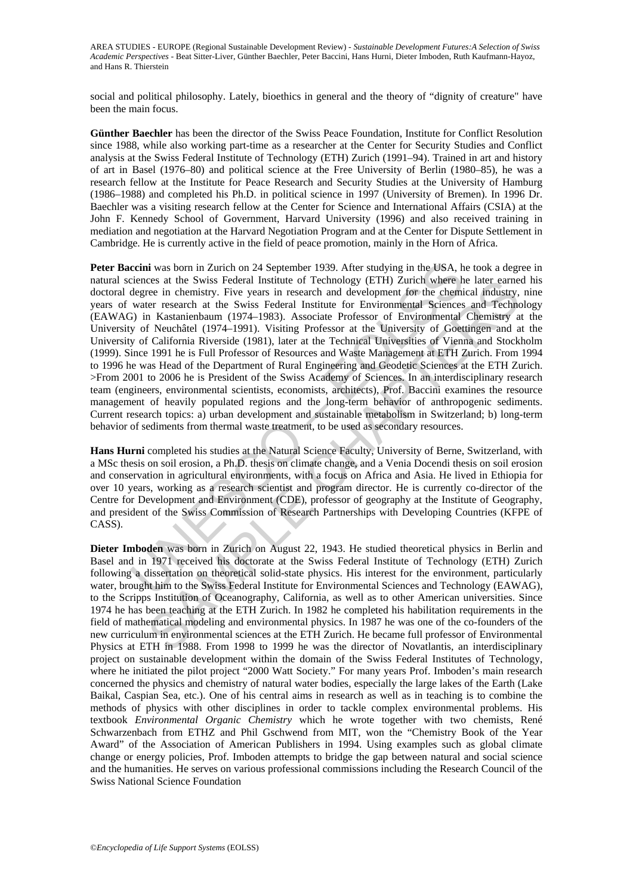social and political philosophy. Lately, bioethics in general and the theory of "dignity of creature" have been the main focus.

**Günther Baechler** has been the director of the Swiss Peace Foundation, Institute for Conflict Resolution since 1988, while also working part-time as a researcher at the Center for Security Studies and Conflict analysis at the Swiss Federal Institute of Technology (ETH) Zurich (1991–94). Trained in art and history of art in Basel (1976–80) and political science at the Free University of Berlin (1980–85), he was a research fellow at the Institute for Peace Research and Security Studies at the University of Hamburg (1986–1988) and completed his Ph.D. in political science in 1997 (University of Bremen). In 1996 Dr. Baechler was a visiting research fellow at the Center for Science and International Affairs (CSIA) at the John F. Kennedy School of Government, Harvard University (1996) and also received training in mediation and negotiation at the Harvard Negotiation Program and at the Center for Dispute Settlement in Cambridge. He is currently active in the field of peace promotion, mainly in the Horn of Africa.

**Peter Baccini** was born in Zurich on 24 September 1939. After studying in the USA, he took a degree in natural sciences at the Swiss Federal Institute of Technology (ETH) Zurich where he later earned his doctoral degree in chemistry. Five years in research and development for the chemical industry, nine years of water research at the Swiss Federal Institute for Environmental Sciences and Technology (EAWAG) in Kastanienbaum (1974–1983). Associate Professor of Environmental Chemistry at the University of Neuchâtel (1974–1991). Visiting Professor at the University of Goettingen and at the University of California Riverside (1981), later at the Technical Universities of Vienna and Stockholm (1999). Since 1991 he is Full Professor of Resources and Waste Management at ETH Zurich. From 1994 to 1996 he was Head of the Department of Rural Engineering and Geodetic Sciences at the ETH Zurich. >From 2001 to 2006 he is President of the Swiss Academy of Sciences. In an interdisciplinary research team (engineers, environmental scientists, economists, architects), Prof. Baccini examines the resource management of heavily populated regions and the long-term behavior of anthropogenic sediments. Current research topics: a) urban development and sustainable metabolism in Switzerland; b) long-term behavior of sediments from thermal waste treatment, to be used as secondary resources.

**Hans Hurni** completed his studies at the Natural Science Faculty, University of Berne, Switzerland, with a MSc thesis on soil erosion, a Ph.D. thesis on climate change, and a Venia Docendi thesis on soil erosion and conservation in agricultural environments, with a focus on Africa and Asia. He lived in Ethiopia for over 10 years, working as a research scientist and program director. He is currently co-director of the Centre for Development and Environment (CDE), professor of geography at the Institute of Geography, and president of the Swiss Commission of Research Partnerships with Developing Countries (KFPE of CASS).

**Dieter Imboden** was born in Zurich on August 22, 1943. He studied theoretical physics in Berlin and Basel and in 1971 received his doctorate at the Swiss Federal Institute of Technology (ETH) Zurich following a dissertation on theoretical solid-state physics. His interest for the environment, particularly water, brought him to the Swiss Federal Institute for Environmental Sciences and Technology (EAWAG), to the Scripps Institution of Oceanography, California, as well as to other American universities. Since 1974 he has been teaching at the ETH Zurich. In 1982 he completed his habilitation requirements in the field of mathematical modeling and environmental physics. In 1987 he was one of the co-founders of the new curriculum in environmental sciences at the ETH Zurich. He became full professor of Environmental Physics at ETH in 1988. From 1998 to 1999 he was the director of Novatlantis, an interdisciplinary project on sustainable development within the domain of the Swiss Federal Institutes of Technology, where he initiated the pilot project "2000 Watt Society." For many years Prof. Imboden's main research concerned the physics and chemistry of natural water bodies, especially the large lakes of the Earth (Lake Baikal, Caspian Sea, etc.). One of his central aims in research as well as in teaching is to combine the methods of physics with other disciplines in order to tackle complex environmental problems. His textbook *Environmental Organic Chemistry* which he wrote together with two chemists, René Schwarzenbach from ETHZ and Phil Gschwend from MIT, won the "Chemistry Book of the Year Award" of the Association of American Publishers in 1994. Using examples such as global climate change or energy policies, Prof. Imboden attempts to bridge the gap between natural and social science and the humanities. He serves on various professional commissions including the Research Council of the Swiss National Science Foundation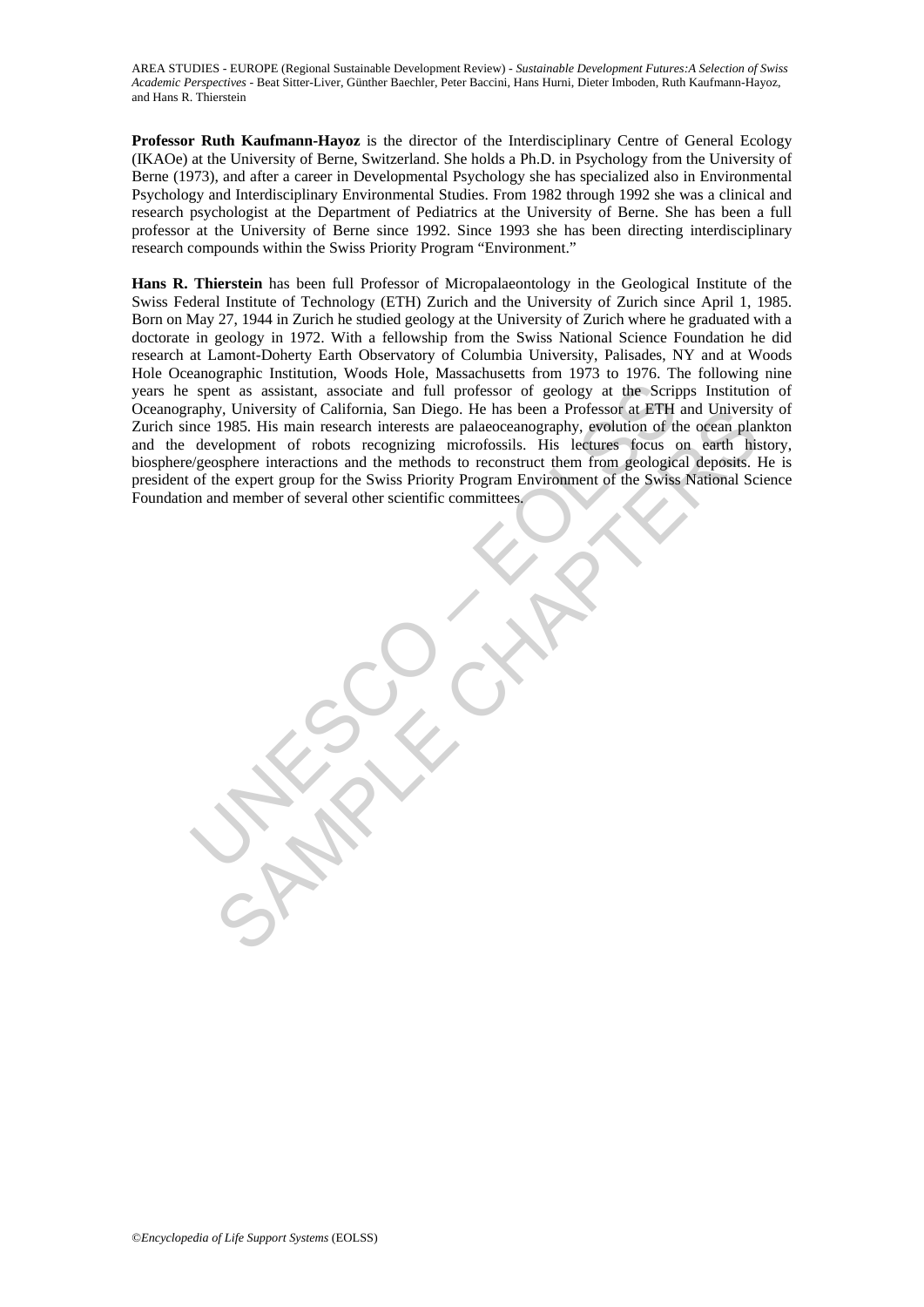**Professor Ruth Kaufmann-Hayoz** is the director of the Interdisciplinary Centre of General Ecology (IKAOe) at the University of Berne, Switzerland. She holds a Ph.D. in Psychology from the University of Berne (1973), and after a career in Developmental Psychology she has specialized also in Environmental Psychology and Interdisciplinary Environmental Studies. From 1982 through 1992 she was a clinical and research psychologist at the Department of Pediatrics at the University of Berne. She has been a full professor at the University of Berne since 1992. Since 1993 she has been directing interdisciplinary research compounds within the Swiss Priority Program "Environment."

**Hans R. Thierstein** has been full Professor of Micropalaeontology in the Geological Institute of the Swiss Federal Institute of Technology (ETH) Zurich and the University of Zurich since April 1, 1985. Born on May 27, 1944 in Zurich he studied geology at the University of Zurich where he graduated with a doctorate in geology in 1972. With a fellowship from the Swiss National Science Foundation he did research at Lamont-Doherty Earth Observatory of Columbia University, Palisades, NY and at Woods Hole Oceanographic Institution, Woods Hole, Massachusetts from 1973 to 1976. The following nine years he spent as assistant, associate and full professor of geology at the Scripps Institution of Oceanography, University of California, San Diego. He has been a Professor at ETH and University of Zurich since 1985. His main research interests are palaeoceanography, evolution of the ocean plankton and the development of robots recognizing microfossils. His lectures focus on earth history, biosphere/geosphere interactions and the methods to reconstruct them from geological deposits. He is president of the expert group for the Swiss Priority Program Environment of the Swiss National Science Foundation and member of several other scientific committees.